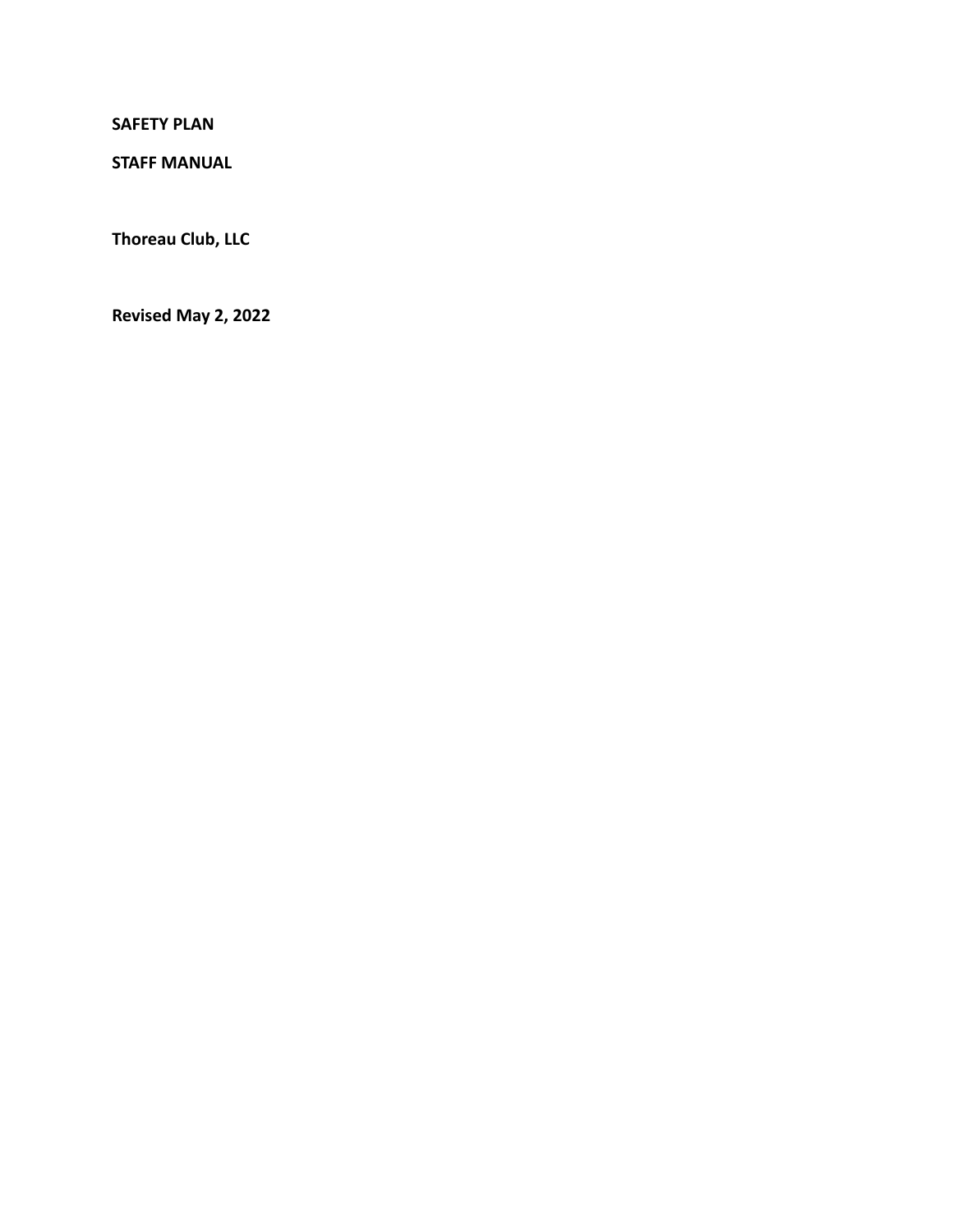**SAFETY PLAN**

**STAFF MANUAL**

**Thoreau Club, LLC**

**Revised May 2, 2022**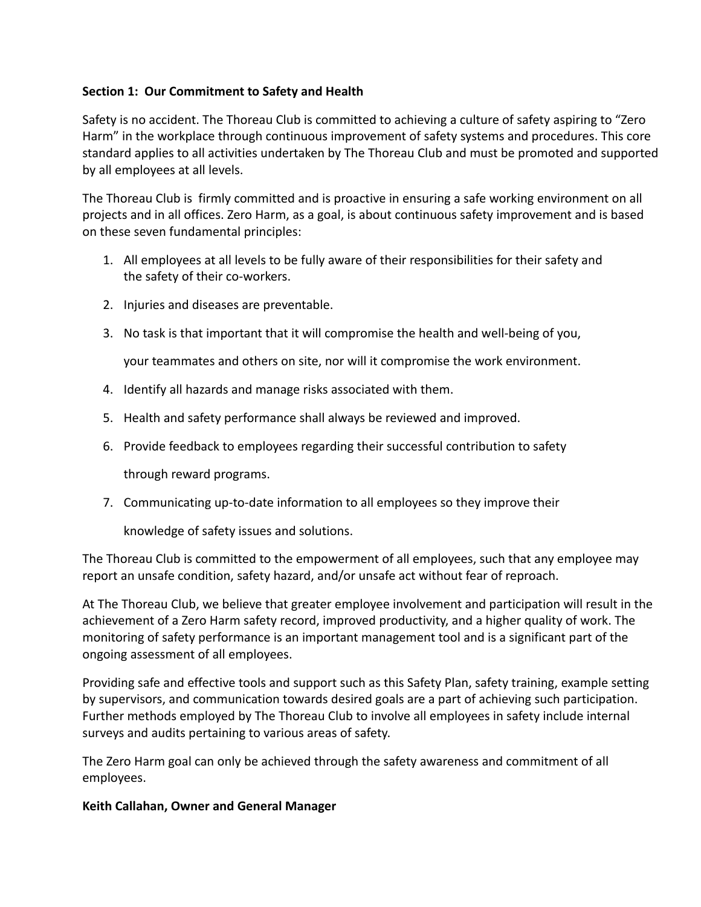**Section 1: Our Commitment to Safety and Health**

Safety is no accident. The Thoreau Club is committed to achieving a culture of safety aspiring to "Zero Harm" in the workplace through continuous improvement of safety systems and procedures. This core standard applies to all activities undertaken by The Thoreau Club and must be promoted and supported by all employees at all levels.

The Thoreau Club is firmly committed and is proactive in ensuring a safe working environment on all projects and in all offices. Zero Harm, as a goal, is about continuous safety improvement and is based on these seven fundamental principles:

1. All employees at all levels to be fully aware of their responsibilities for their safety and the safety of their co-workers.
2. Injuries and diseases are preventable.
3. No task is that important that it will compromise the health and well-being of you, your teammates and others on site, nor will it compromise the work environment.
4. Identify all hazards and manage risks associated with them.
5. Health and safety performance shall always be reviewed and improved.
6. Provide feedback to employees regarding their successful contribution to safety through reward programs.
7. Communicating up-to-date information to all employees so they improve their knowledge of safety issues and solutions.

The Thoreau Club is committed to the empowerment of all employees, such that any employee may report an unsafe condition, safety hazard, and/or unsafe act without fear of reproach.

At The Thoreau Club, we believe that greater employee involvement and participation will result in the achievement of a Zero Harm safety record, improved productivity, and a higher quality of work. The monitoring of safety performance is an important management tool and is a significant part of the ongoing assessment of all employees.

Providing safe and effective tools and support such as this Safety Plan, safety training, example setting by supervisors, and communication towards desired goals are a part of achieving such participation. Further methods employed by The Thoreau Club to involve all employees in safety include internal surveys and audits pertaining to various areas of safety.

The Zero Harm goal can only be achieved through the safety awareness and commitment of all employees.

**Keith Callahan, Owner and General Manager**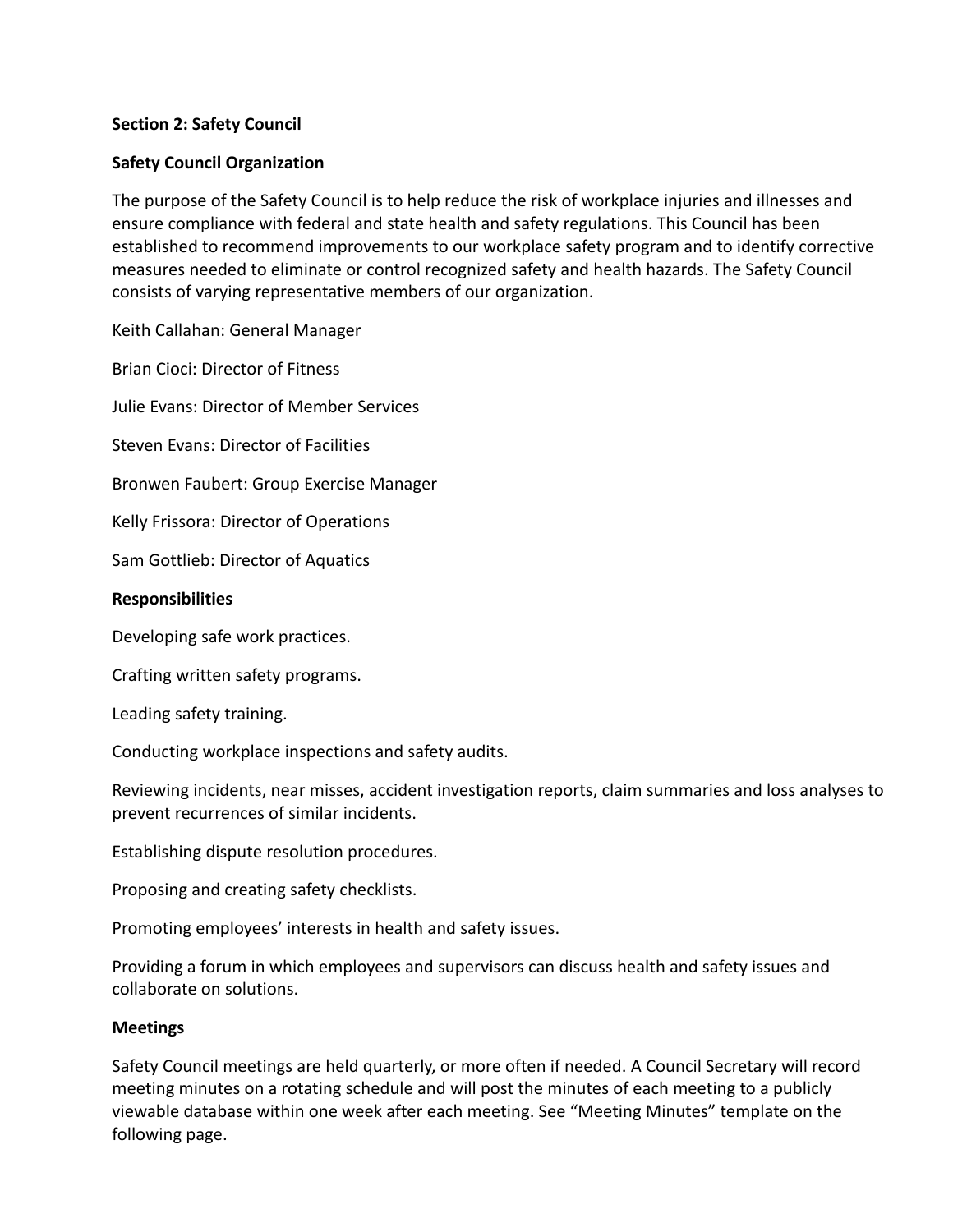## Section 2: Safety Council

### Safety Council Organization

The purpose of the Safety Council is to help reduce the risk of workplace injuries and illnesses and ensure compliance with federal and state health and safety regulations. This Council has been established to recommend improvements to our workplace safety program and to identify corrective measures needed to eliminate or control recognized safety and health hazards. The Safety Council consists of varying representative members of our organization.

Keith Callahan: General Manager

Brian Cioci: Director of Fitness

Julie Evans: Director of Member Services

Steven Evans: Director of Facilities

Bronwen Faubert: Group Exercise Manager

Kelly Frissora: Director of Operations

Sam Gottlieb: Director of Aquatics

### Responsibilities

Developing safe work practices.

Crafting written safety programs.

Leading safety training.

Conducting workplace inspections and safety audits.

Reviewing incidents, near misses, accident investigation reports, claim summaries and loss analyses to prevent recurrences of similar incidents.

Establishing dispute resolution procedures.

Proposing and creating safety checklists.

Promoting employees' interests in health and safety issues.

Providing a forum in which employees and supervisors can discuss health and safety issues and collaborate on solutions.

### Meetings

Safety Council meetings are held quarterly, or more often if needed. A Council Secretary will record meeting minutes on a rotating schedule and will post the minutes of each meeting to a publicly viewable database within one week after each meeting. See "Meeting Minutes" template on the following page.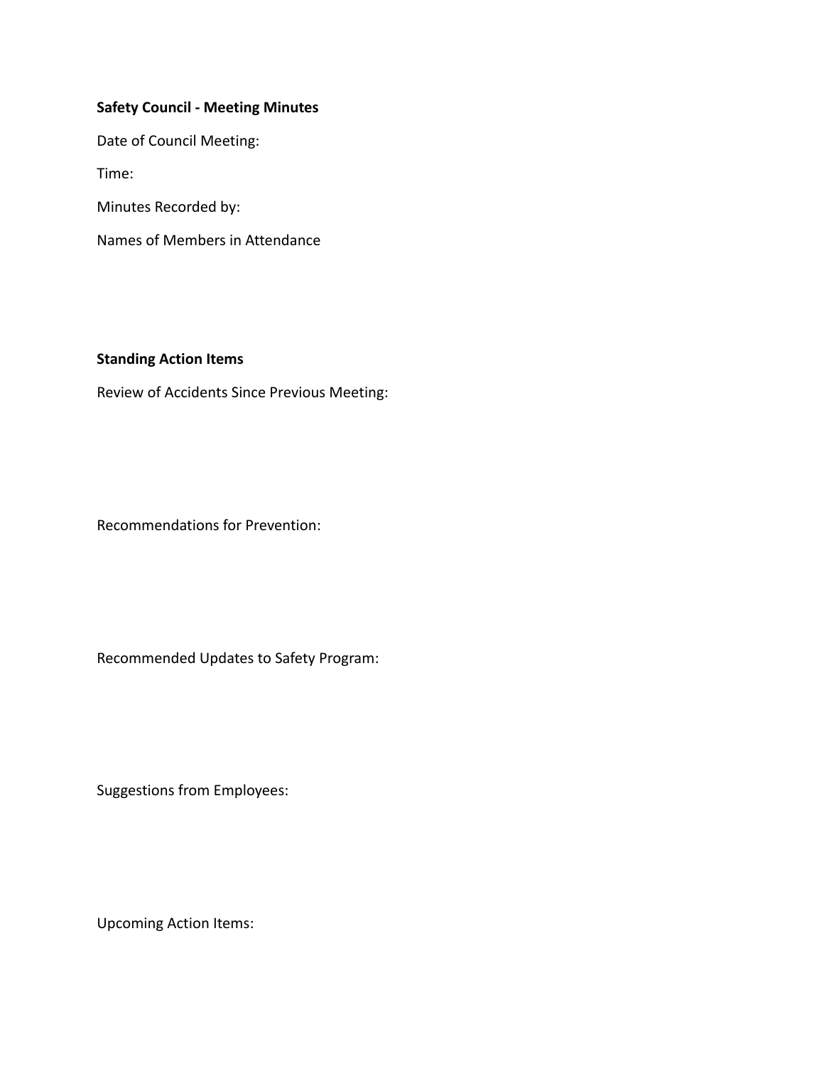**Safety Council - Meeting Minutes**

Date of Council Meeting:

Time:

Minutes Recorded by:

Names of Members in Attendance

**Standing Action Items**

Review of Accidents Since Previous Meeting:

Recommendations for Prevention:

Recommended Updates to Safety Program:

Suggestions from Employees:

Upcoming Action Items: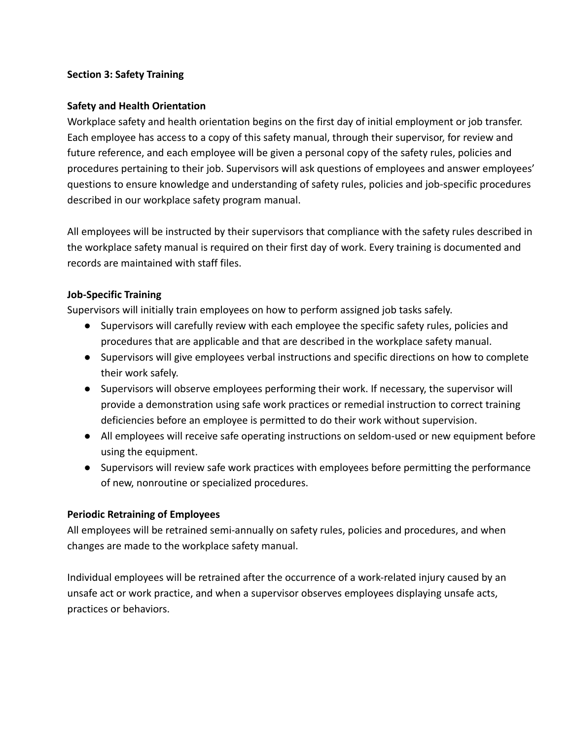## Section 3: Safety Training

### Safety and Health Orientation

Workplace safety and health orientation begins on the first day of initial employment or job transfer. Each employee has access to a copy of this safety manual, through their supervisor, for review and future reference, and each employee will be given a personal copy of the safety rules, policies and procedures pertaining to their job. Supervisors will ask questions of employees and answer employees' questions to ensure knowledge and understanding of safety rules, policies and job-specific procedures described in our workplace safety program manual.

All employees will be instructed by their supervisors that compliance with the safety rules described in the workplace safety manual is required on their first day of work. Every training is documented and records are maintained with staff files.

### Job-Specific Training

Supervisors will initially train employees on how to perform assigned job tasks safely.

- Supervisors will carefully review with each employee the specific safety rules, policies and procedures that are applicable and that are described in the workplace safety manual.
- Supervisors will give employees verbal instructions and specific directions on how to complete their work safely.
- Supervisors will observe employees performing their work. If necessary, the supervisor will provide a demonstration using safe work practices or remedial instruction to correct training deficiencies before an employee is permitted to do their work without supervision.
- All employees will receive safe operating instructions on seldom-used or new equipment before using the equipment.
- Supervisors will review safe work practices with employees before permitting the performance of new, nonroutine or specialized procedures.

### Periodic Retraining of Employees

All employees will be retrained semi-annually on safety rules, policies and procedures, and when changes are made to the workplace safety manual.

Individual employees will be retrained after the occurrence of a work-related injury caused by an unsafe act or work practice, and when a supervisor observes employees displaying unsafe acts, practices or behaviors.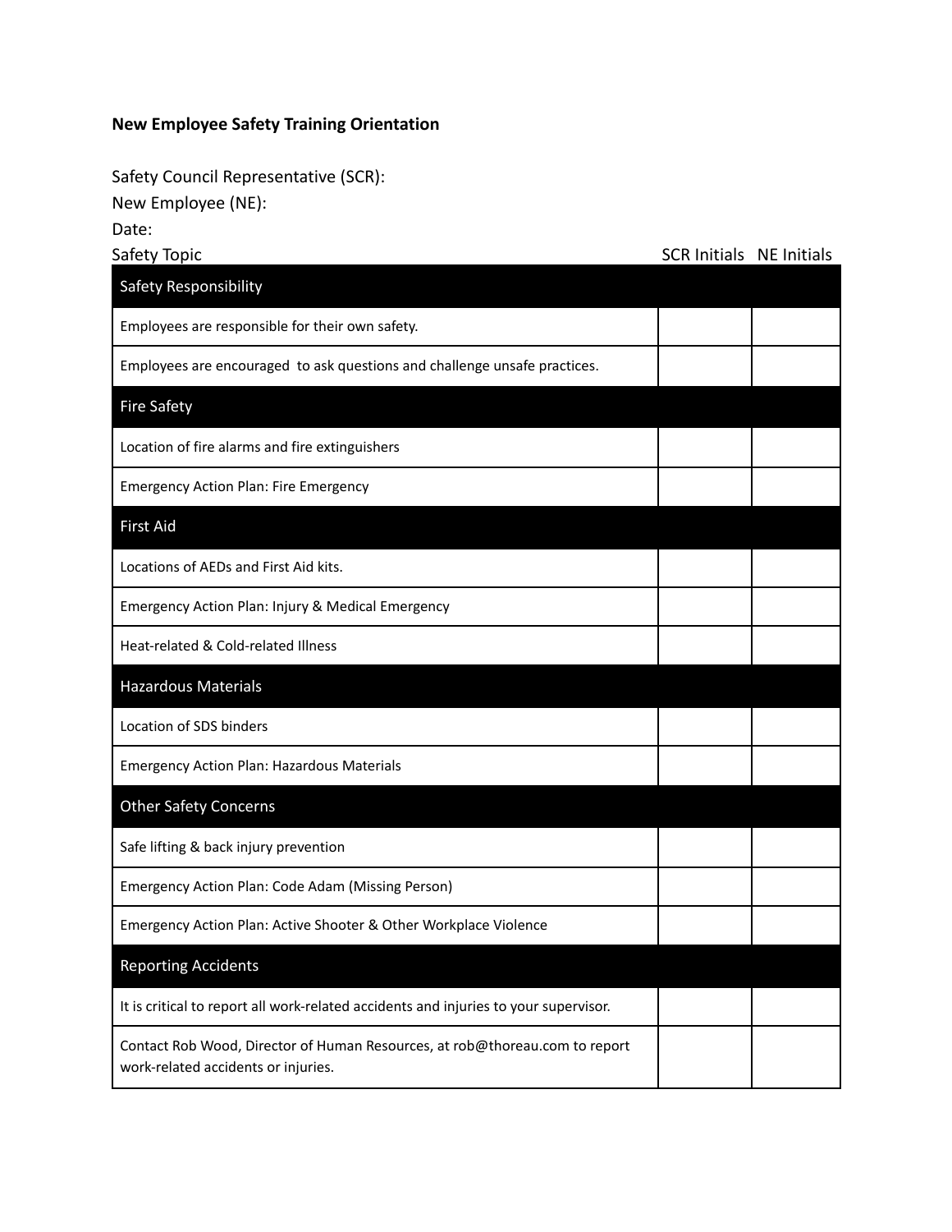**New Employee Safety Training Orientation**

Safety Council Representative (SCR):
New Employee (NE):
Date:

| Safety Topic | SCR Initials | NE Initials |
|---|---|---|
| **Safety Responsibility** | | |
| Employees are responsible for their own safety. | | |
| Employees are encouraged  to ask questions and challenge unsafe practices. | | |
| **Fire Safety** | | |
| Location of fire alarms and fire extinguishers | | |
| Emergency Action Plan: Fire Emergency | | |
| **First Aid** | | |
| Locations of AEDs and First Aid kits. | | |
| Emergency Action Plan: Injury & Medical Emergency | | |
| Heat-related & Cold-related Illness | | |
| **Hazardous Materials** | | |
| Location of SDS binders | | |
| Emergency Action Plan: Hazardous Materials | | |
| **Other Safety Concerns** | | |
| Safe lifting & back injury prevention | | |
| Emergency Action Plan: Code Adam (Missing Person) | | |
| Emergency Action Plan: Active Shooter & Other Workplace Violence | | |
| **Reporting Accidents** | | |
| It is critical to report all work-related accidents and injuries to your supervisor. | | |
| Contact Rob Wood, Director of Human Resources, at rob@thoreau.com to report work-related accidents or injuries. | | |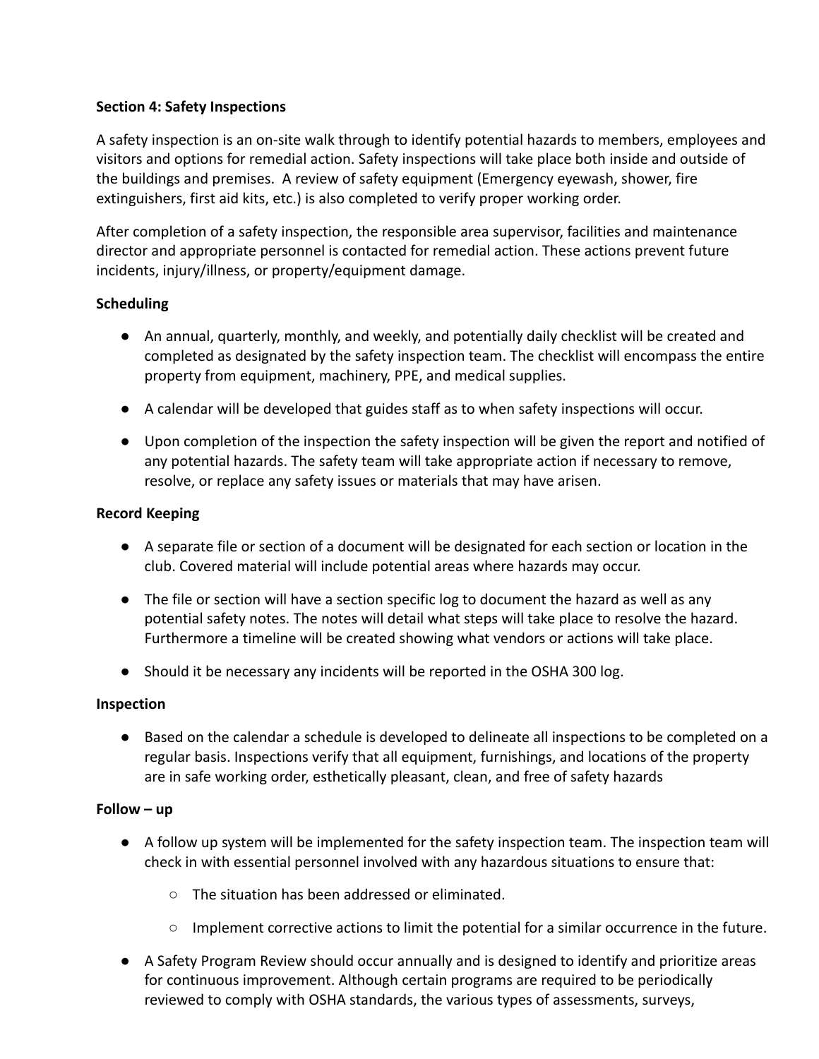**Section 4: Safety Inspections**

A safety inspection is an on-site walk through to identify potential hazards to members, employees and visitors and options for remedial action. Safety inspections will take place both inside and outside of the buildings and premises. A review of safety equipment (Emergency eyewash, shower, fire extinguishers, first aid kits, etc.) is also completed to verify proper working order.

After completion of a safety inspection, the responsible area supervisor, facilities and maintenance director and appropriate personnel is contacted for remedial action. These actions prevent future incidents, injury/illness, or property/equipment damage.

**Scheduling**

- An annual, quarterly, monthly, and weekly, and potentially daily checklist will be created and completed as designated by the safety inspection team. The checklist will encompass the entire property from equipment, machinery, PPE, and medical supplies.
- A calendar will be developed that guides staff as to when safety inspections will occur.
- Upon completion of the inspection the safety inspection will be given the report and notified of any potential hazards. The safety team will take appropriate action if necessary to remove, resolve, or replace any safety issues or materials that may have arisen.

**Record Keeping**

- A separate file or section of a document will be designated for each section or location in the club. Covered material will include potential areas where hazards may occur.
- The file or section will have a section specific log to document the hazard as well as any potential safety notes. The notes will detail what steps will take place to resolve the hazard. Furthermore a timeline will be created showing what vendors or actions will take place.
- Should it be necessary any incidents will be reported in the OSHA 300 log.

**Inspection**

- Based on the calendar a schedule is developed to delineate all inspections to be completed on a regular basis. Inspections verify that all equipment, furnishings, and locations of the property are in safe working order, esthetically pleasant, clean, and free of safety hazards

**Follow – up**

- A follow up system will be implemented for the safety inspection team. The inspection team will check in with essential personnel involved with any hazardous situations to ensure that:
  - The situation has been addressed or eliminated.
  - Implement corrective actions to limit the potential for a similar occurrence in the future.
- A Safety Program Review should occur annually and is designed to identify and prioritize areas for continuous improvement. Although certain programs are required to be periodically reviewed to comply with OSHA standards, the various types of assessments, surveys,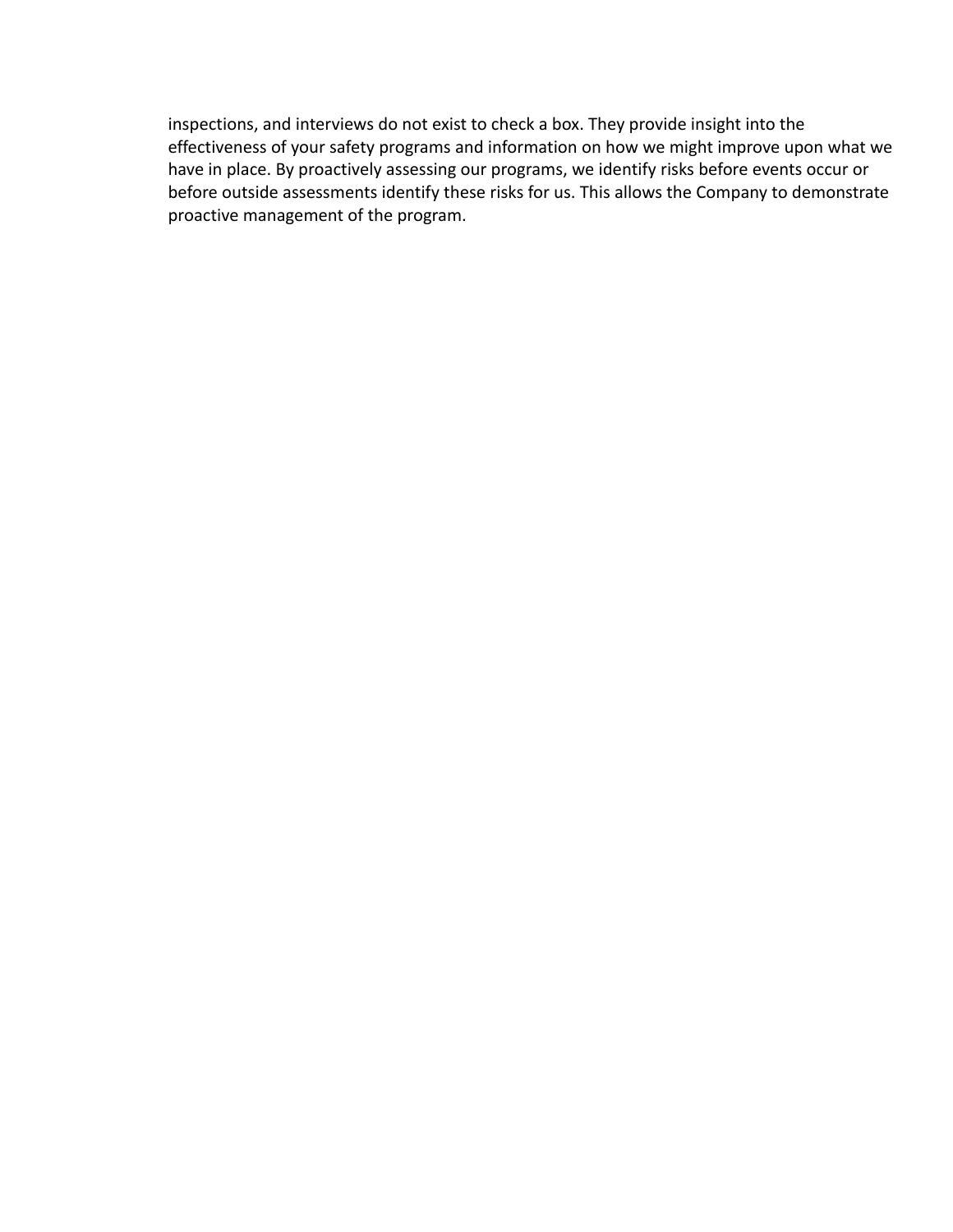inspections, and interviews do not exist to check a box. They provide insight into the effectiveness of your safety programs and information on how we might improve upon what we have in place. By proactively assessing our programs, we identify risks before events occur or before outside assessments identify these risks for us. This allows the Company to demonstrate proactive management of the program.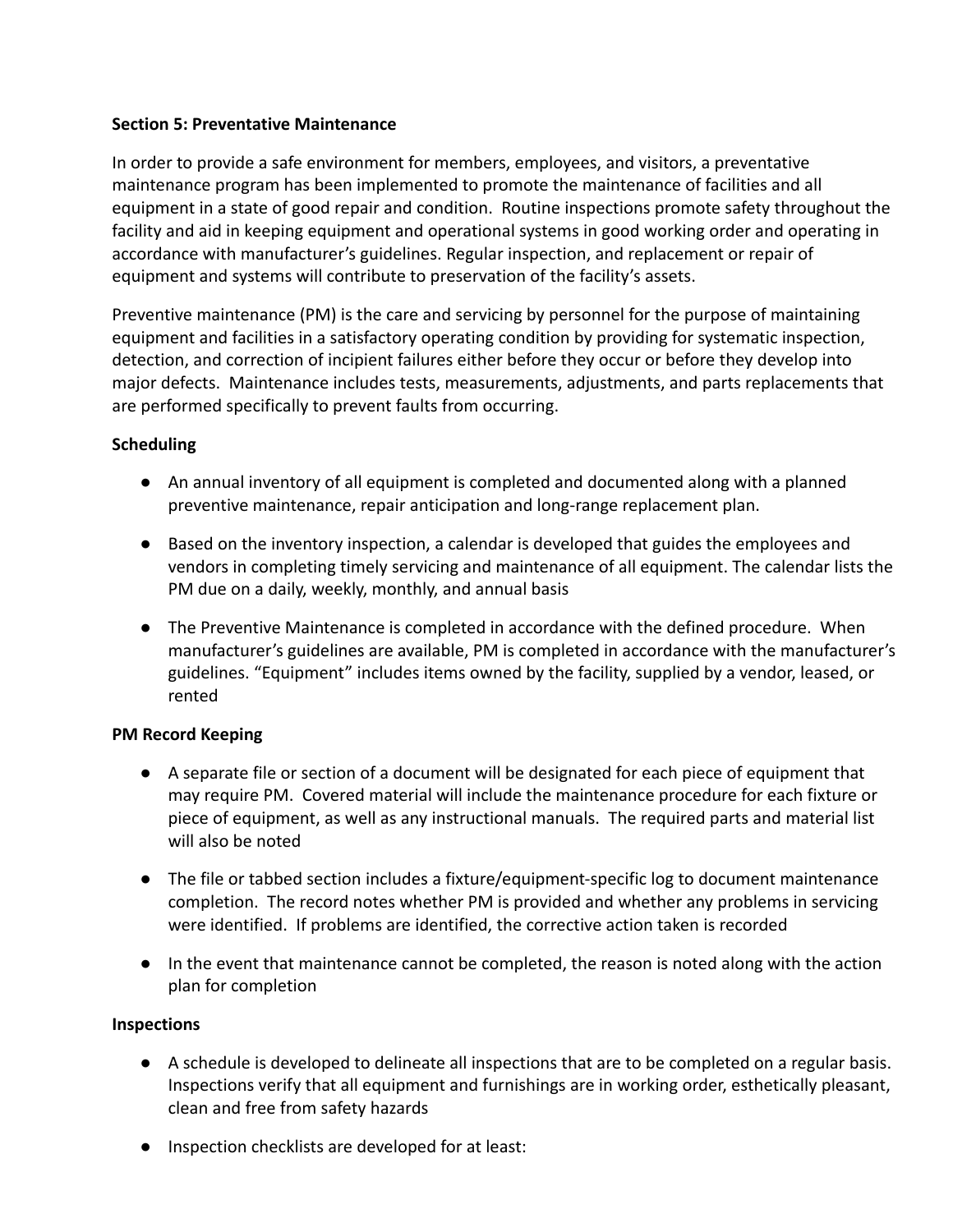**Section 5: Preventative Maintenance**

In order to provide a safe environment for members, employees, and visitors, a preventative maintenance program has been implemented to promote the maintenance of facilities and all equipment in a state of good repair and condition. Routine inspections promote safety throughout the facility and aid in keeping equipment and operational systems in good working order and operating in accordance with manufacturer's guidelines. Regular inspection, and replacement or repair of equipment and systems will contribute to preservation of the facility's assets.

Preventive maintenance (PM) is the care and servicing by personnel for the purpose of maintaining equipment and facilities in a satisfactory operating condition by providing for systematic inspection, detection, and correction of incipient failures either before they occur or before they develop into major defects. Maintenance includes tests, measurements, adjustments, and parts replacements that are performed specifically to prevent faults from occurring.

**Scheduling**

- An annual inventory of all equipment is completed and documented along with a planned preventive maintenance, repair anticipation and long-range replacement plan.
- Based on the inventory inspection, a calendar is developed that guides the employees and vendors in completing timely servicing and maintenance of all equipment. The calendar lists the PM due on a daily, weekly, monthly, and annual basis
- The Preventive Maintenance is completed in accordance with the defined procedure. When manufacturer's guidelines are available, PM is completed in accordance with the manufacturer's guidelines. "Equipment" includes items owned by the facility, supplied by a vendor, leased, or rented

**PM Record Keeping**

- A separate file or section of a document will be designated for each piece of equipment that may require PM. Covered material will include the maintenance procedure for each fixture or piece of equipment, as well as any instructional manuals. The required parts and material list will also be noted
- The file or tabbed section includes a fixture/equipment-specific log to document maintenance completion. The record notes whether PM is provided and whether any problems in servicing were identified. If problems are identified, the corrective action taken is recorded
- In the event that maintenance cannot be completed, the reason is noted along with the action plan for completion

**Inspections**

- A schedule is developed to delineate all inspections that are to be completed on a regular basis. Inspections verify that all equipment and furnishings are in working order, esthetically pleasant, clean and free from safety hazards
- Inspection checklists are developed for at least: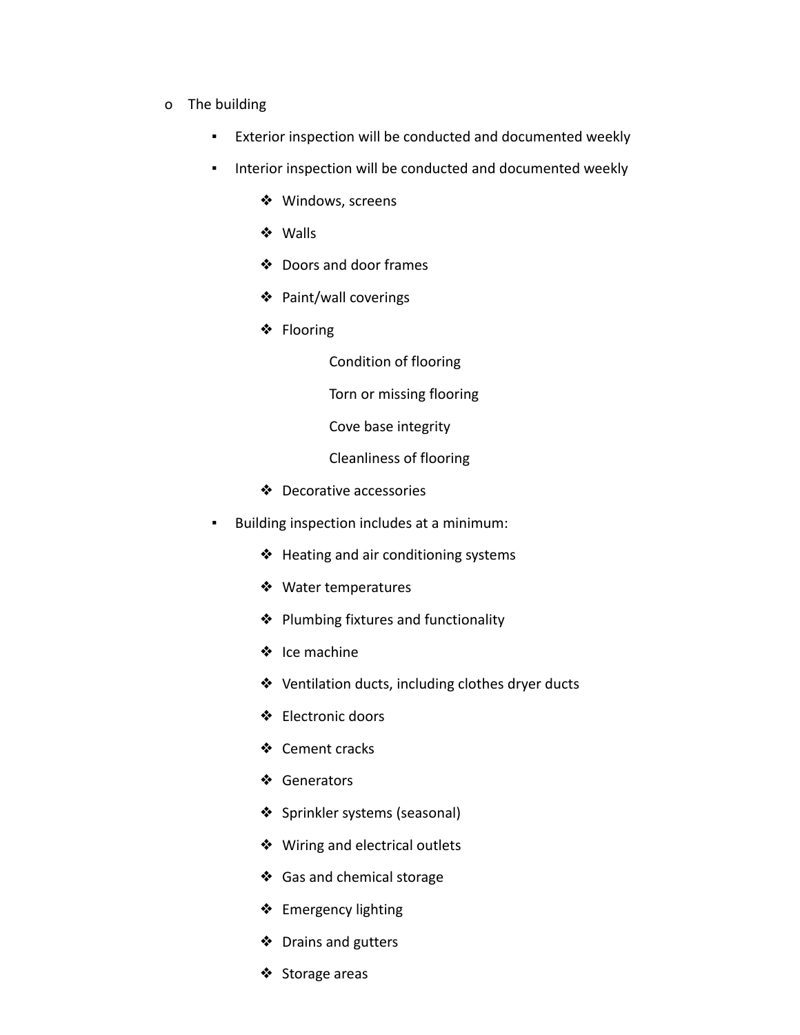- The building
    - Exterior inspection will be conducted and documented weekly
    - Interior inspection will be conducted and documented weekly
        - Windows, screens
        - Walls
        - Doors and door frames
        - Paint/wall coverings
        - Flooring
            - Condition of flooring
            - Torn or missing flooring
            - Cove base integrity
            - Cleanliness of flooring
        - Decorative accessories
    - Building inspection includes at a minimum:
        - Heating and air conditioning systems
        - Water temperatures
        - Plumbing fixtures and functionality
        - Ice machine
        - Ventilation ducts, including clothes dryer ducts
        - Electronic doors
        - Cement cracks
        - Generators
        - Sprinkler systems (seasonal)
        - Wiring and electrical outlets
        - Gas and chemical storage
        - Emergency lighting
        - Drains and gutters
        - Storage areas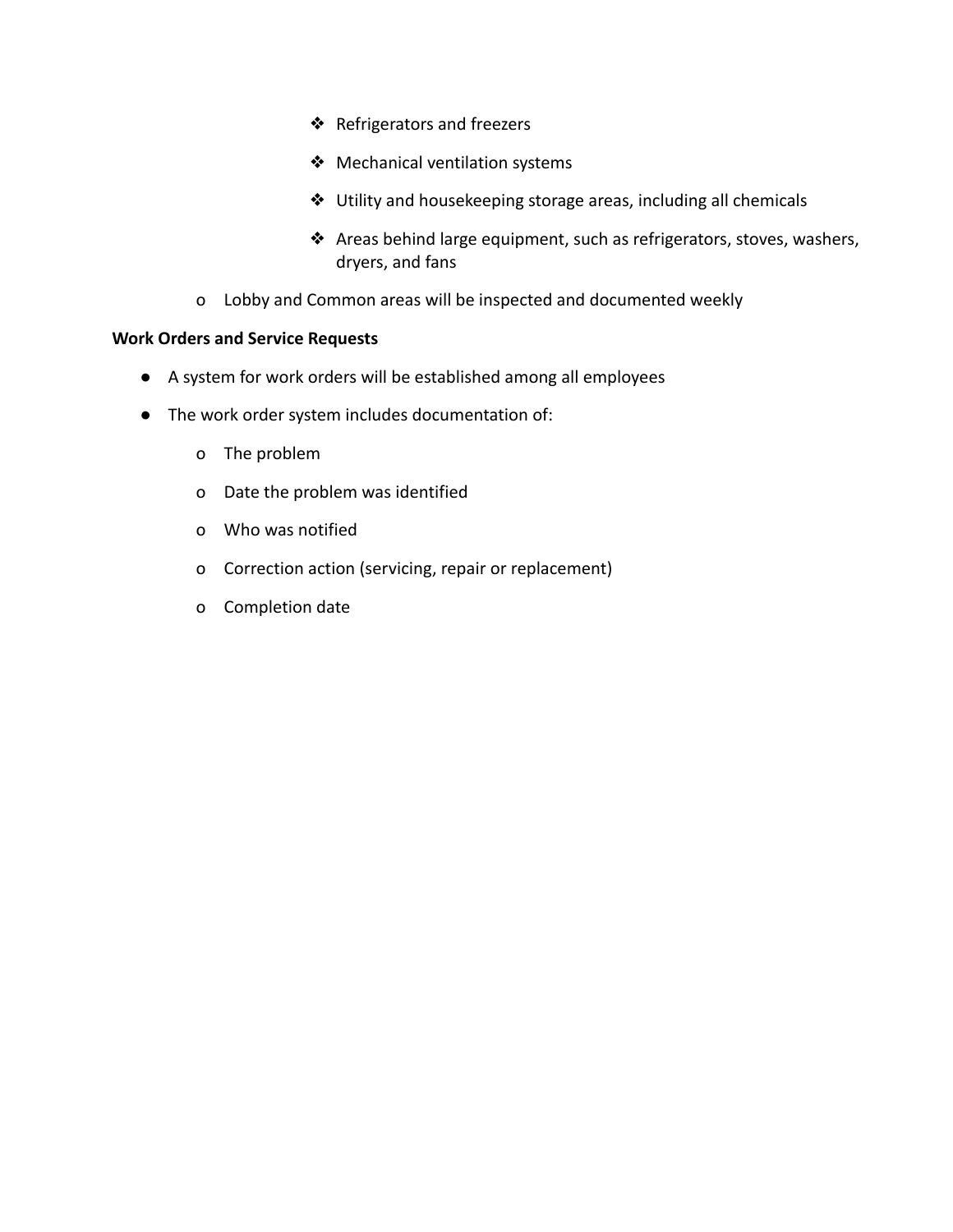- Refrigerators and freezers
      - Mechanical ventilation systems
      - Utility and housekeeping storage areas, including all chemicals
      - Areas behind large equipment, such as refrigerators, stoves, washers, dryers, and fans
  - Lobby and Common areas will be inspected and documented weekly

**Work Orders and Service Requests**

- A system for work orders will be established among all employees
- The work order system includes documentation of:
  - The problem
  - Date the problem was identified
  - Who was notified
  - Correction action (servicing, repair or replacement)
  - Completion date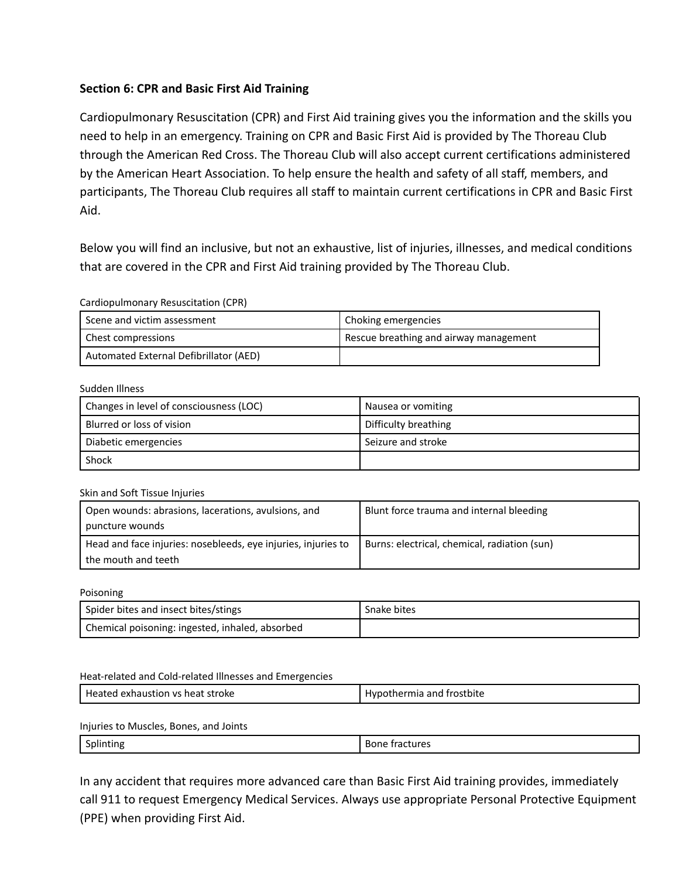**Section 6: CPR and Basic First Aid Training**

Cardiopulmonary Resuscitation (CPR) and First Aid training gives you the information and the skills you need to help in an emergency. Training on CPR and Basic First Aid is provided by The Thoreau Club through the American Red Cross. The Thoreau Club will also accept current certifications administered by the American Heart Association. To help ensure the health and safety of all staff, members, and participants, The Thoreau Club requires all staff to maintain current certifications in CPR and Basic First Aid.

Below you will find an inclusive, but not an exhaustive, list of injuries, illnesses, and medical conditions that are covered in the CPR and First Aid training provided by The Thoreau Club.

Cardiopulmonary Resuscitation (CPR)

| | |
|---|---|
| Scene and victim assessment | Choking emergencies |
| Chest compressions | Rescue breathing and airway management |
| Automated External Defibrillator (AED) | |

Sudden Illness

| | |
|---|---|
| Changes in level of consciousness (LOC) | Nausea or vomiting |
| Blurred or loss of vision | Difficulty breathing |
| Diabetic emergencies | Seizure and stroke |
| Shock | |

Skin and Soft Tissue Injuries

| | |
|---|---|
| Open wounds: abrasions, lacerations, avulsions, and puncture wounds | Blunt force trauma and internal bleeding |
| Head and face injuries: nosebleeds, eye injuries, injuries to the mouth and teeth | Burns: electrical, chemical, radiation (sun) |

Poisoning

| | |
|---|---|
| Spider bites and insect bites/stings | Snake bites |
| Chemical poisoning: ingested, inhaled, absorbed | |

Heat-related and Cold-related Illnesses and Emergencies

| | |
|---|---|
| Heated exhaustion vs heat stroke | Hypothermia and frostbite |

Injuries to Muscles, Bones, and Joints

| | |
|---|---|
| Splinting | Bone fractures |

In any accident that requires more advanced care than Basic First Aid training provides, immediately call 911 to request Emergency Medical Services. Always use appropriate Personal Protective Equipment (PPE) when providing First Aid.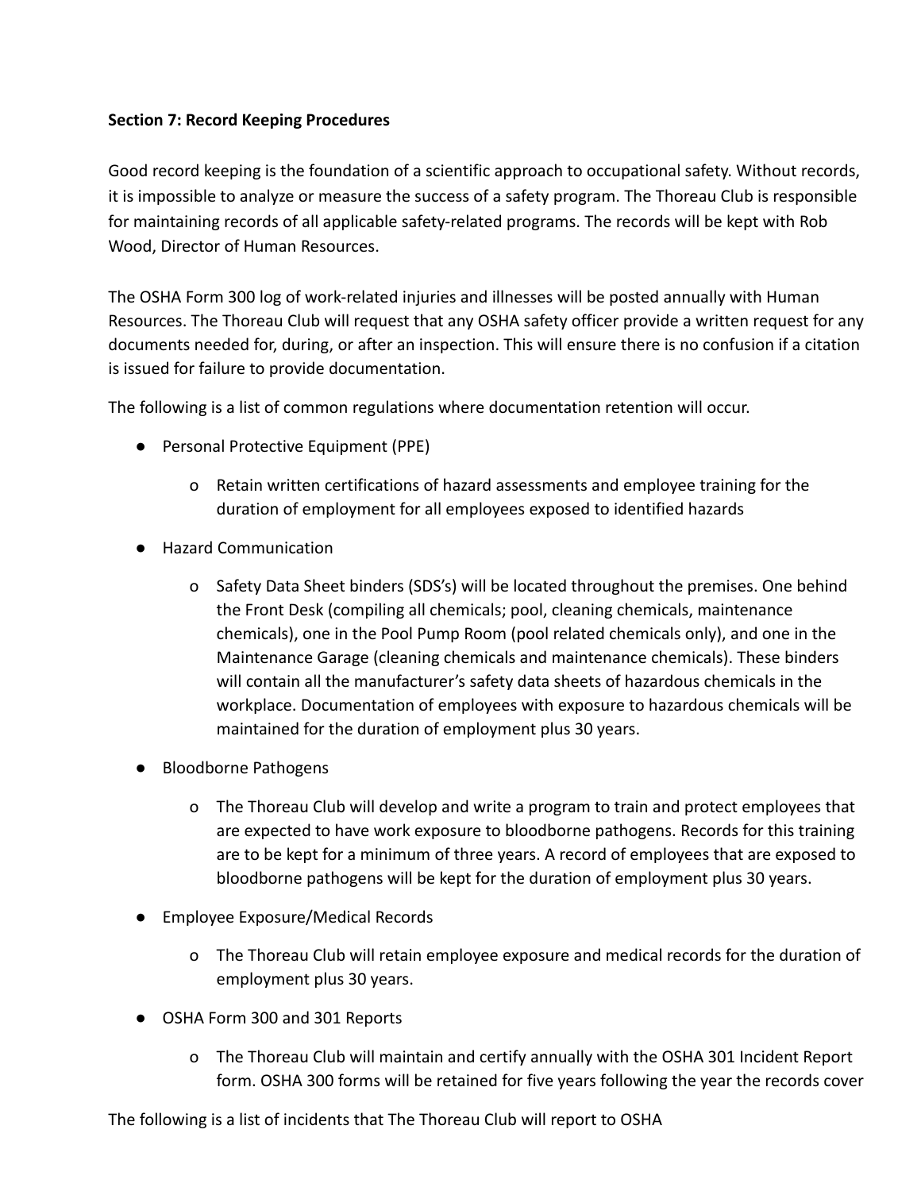**Section 7: Record Keeping Procedures**

Good record keeping is the foundation of a scientific approach to occupational safety. Without records, it is impossible to analyze or measure the success of a safety program. The Thoreau Club is responsible for maintaining records of all applicable safety-related programs. The records will be kept with Rob Wood, Director of Human Resources.

The OSHA Form 300 log of work-related injuries and illnesses will be posted annually with Human Resources. The Thoreau Club will request that any OSHA safety officer provide a written request for any documents needed for, during, or after an inspection. This will ensure there is no confusion if a citation is issued for failure to provide documentation.

The following is a list of common regulations where documentation retention will occur.

- Personal Protective Equipment (PPE)
  - Retain written certifications of hazard assessments and employee training for the duration of employment for all employees exposed to identified hazards
- Hazard Communication
  - Safety Data Sheet binders (SDS's) will be located throughout the premises. One behind the Front Desk (compiling all chemicals; pool, cleaning chemicals, maintenance chemicals), one in the Pool Pump Room (pool related chemicals only), and one in the Maintenance Garage (cleaning chemicals and maintenance chemicals). These binders will contain all the manufacturer's safety data sheets of hazardous chemicals in the workplace. Documentation of employees with exposure to hazardous chemicals will be maintained for the duration of employment plus 30 years.
- Bloodborne Pathogens
  - The Thoreau Club will develop and write a program to train and protect employees that are expected to have work exposure to bloodborne pathogens. Records for this training are to be kept for a minimum of three years. A record of employees that are exposed to bloodborne pathogens will be kept for the duration of employment plus 30 years.
- Employee Exposure/Medical Records
  - The Thoreau Club will retain employee exposure and medical records for the duration of employment plus 30 years.
- OSHA Form 300 and 301 Reports
  - The Thoreau Club will maintain and certify annually with the OSHA 301 Incident Report form. OSHA 300 forms will be retained for five years following the year the records cover

The following is a list of incidents that The Thoreau Club will report to OSHA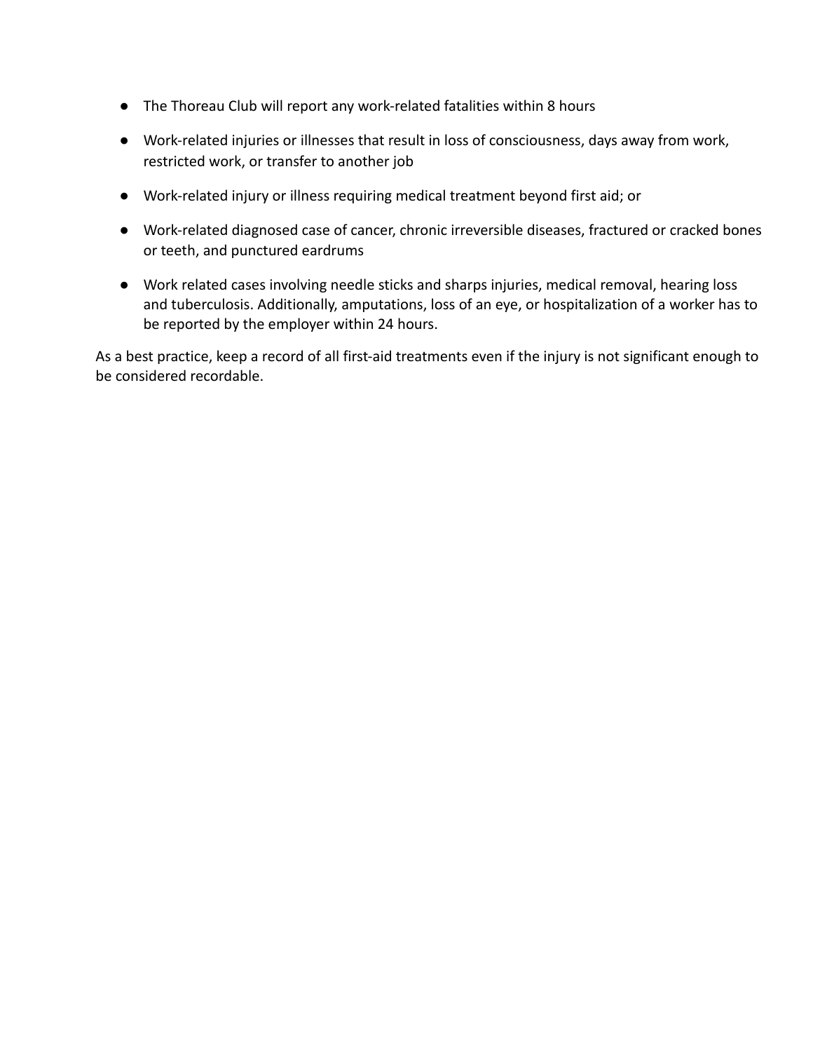- The Thoreau Club will report any work-related fatalities within 8 hours
- Work-related injuries or illnesses that result in loss of consciousness, days away from work, restricted work, or transfer to another job
- Work-related injury or illness requiring medical treatment beyond first aid; or
- Work-related diagnosed case of cancer, chronic irreversible diseases, fractured or cracked bones or teeth, and punctured eardrums
- Work related cases involving needle sticks and sharps injuries, medical removal, hearing loss and tuberculosis. Additionally, amputations, loss of an eye, or hospitalization of a worker has to be reported by the employer within 24 hours.

As a best practice, keep a record of all first-aid treatments even if the injury is not significant enough to be considered recordable.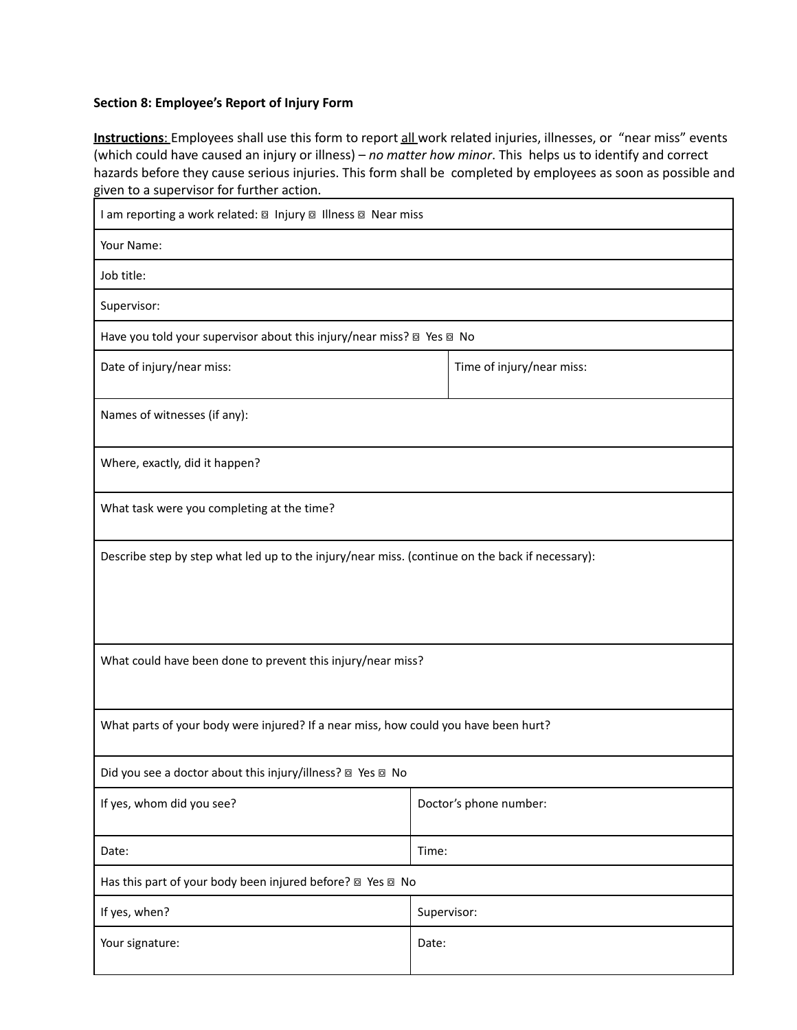**Section 8: Employee's Report of Injury Form**

**Instructions**: Employees shall use this form to report all work related injuries, illnesses, or "near miss" events (which could have caused an injury or illness) – *no matter how minor*. This helps us to identify and correct hazards before they cause serious injuries. This form shall be completed by employees as soon as possible and given to a supervisor for further action.

| I am reporting a work related: ◽ Injury ◽ Illness ◽ Near miss | |
|---|---|
| Your Name: | |
| Job title: | |
| Supervisor: | |
| Have you told your supervisor about this injury/near miss? ◽ Yes ◽ No | |
| Date of injury/near miss: | Time of injury/near miss: |
| Names of witnesses (if any): | |
| Where, exactly, did it happen? | |
| What task were you completing at the time? | |
| Describe step by step what led up to the injury/near miss. (continue on the back if necessary): | |
| What could have been done to prevent this injury/near miss? | |
| What parts of your body were injured? If a near miss, how could you have been hurt? | |
| Did you see a doctor about this injury/illness? ◽ Yes ◽ No | |
| If yes, whom did you see? | Doctor's phone number: |
| Date: | Time: |
| Has this part of your body been injured before? ◽ Yes ◽ No | |
| If yes, when? | Supervisor: |
| Your signature: | Date: |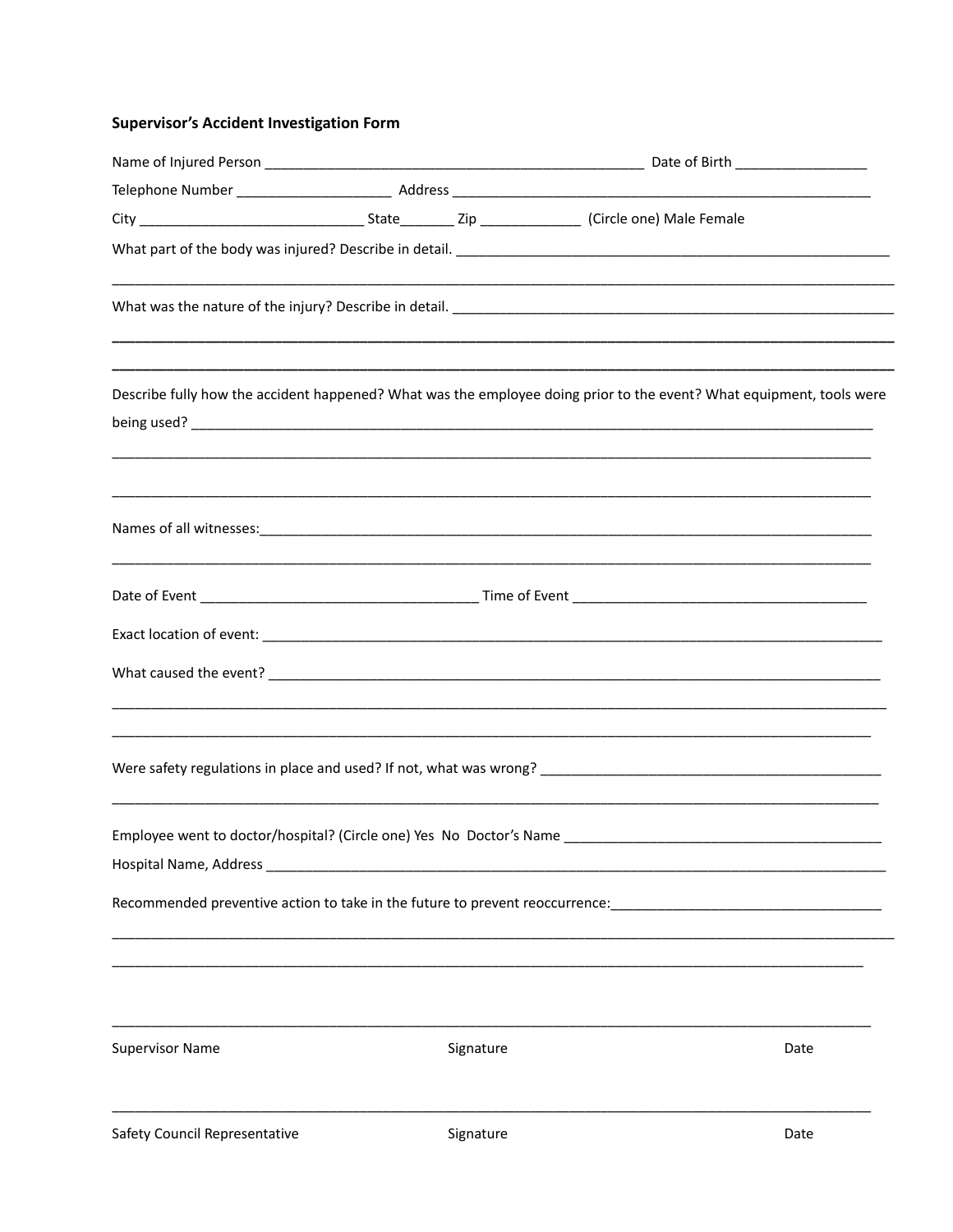**Supervisor's Accident Investigation Form**

Name of Injured Person ______________________________________________ Date of Birth ________________

Telephone Number ___________________ Address ______________________________________________________

City ____________________________ State_______ Zip _____________ (Circle one) Male Female

What part of the body was injured? Describe in detail. _______________________________________________________

_______________________________________________________________________________________________

What was the nature of the injury? Describe in detail. _______________________________________________________

_______________________________________________________________________________________________

_______________________________________________________________________________________________

Describe fully how the accident happened? What was the employee doing prior to the event? What equipment, tools were being used? _________________________________________________________________________________

_______________________________________________________________________________________________

_______________________________________________________________________________________________

Names of all witnesses:_________________________________________________________________________

_______________________________________________________________________________________________

Date of Event __________________________________ Time of Event ____________________________________

Exact location of event: _________________________________________________________________________

What caused the event? _________________________________________________________________________

_______________________________________________________________________________________________

_______________________________________________________________________________________________

Were safety regulations in place and used? If not, what was wrong? ____________________________________________

_______________________________________________________________________________________________

Employee went to doctor/hospital? (Circle one) Yes No Doctor's Name ________________________________________

Hospital Name, Address _________________________________________________________________________

Recommended preventive action to take in the future to prevent reoccurrence:__________________________________

_______________________________________________________________________________________________

_______________________________________________________________________________________________

_______________________________________________________________________________________________

Supervisor Name Signature Date

_______________________________________________________________________________________________

Safety Council Representative Signature Date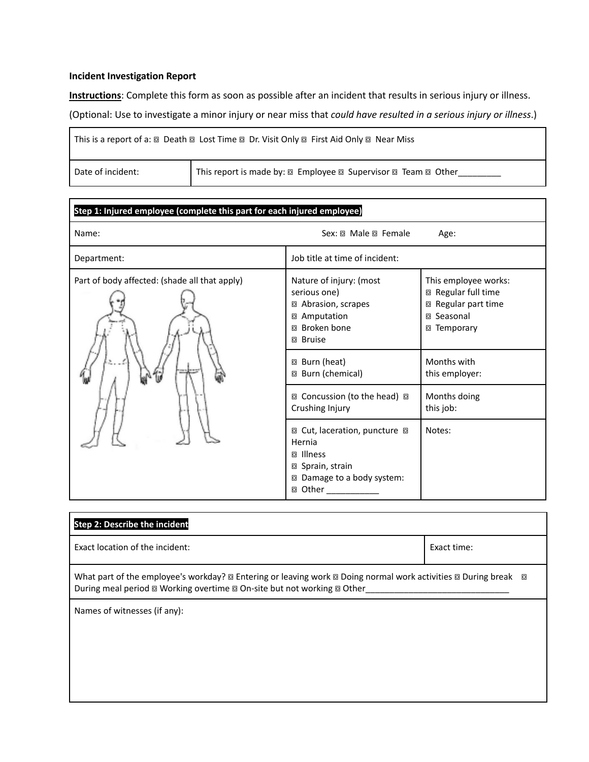**Incident Investigation Report**

**Instructions**: Complete this form as soon as possible after an incident that results in serious injury or illness.

(Optional: Use to investigate a minor injury or near miss that *could have resulted in a serious injury or illness*.)

| This is a report of a: ☐ Death ☐ Lost Time ☐ Dr. Visit Only ☐ First Aid Only ☐ Near Miss | |
|---|---|
| Date of incident: | This report is made by: ☐ Employee ☐ Supervisor ☐ Team ☐ Other_________ |

| **Step 1: Injured employee (complete this part for each injured employee)** | | |
|---|---|---|
| Name: Sex: ☐ Male ☐ Female Age: | | |
| Department: | Job title at time of incident: | |
| Part of body affected: (shade all that apply) | Nature of injury: (most serious one) ☐ Abrasion, scrapes ☐ Amputation ☐ Broken bone ☐ Bruise | This employee works: ☐ Regular full time ☐ Regular part time ☐ Seasonal ☐ Temporary |
| | ☐ Burn (heat) ☐ Burn (chemical) | Months with this employer: |
| | ☐ Concussion (to the head) ☐ Crushing Injury | Months doing this job: |
| | ☐ Cut, laceration, puncture ☐ Hernia ☐ Illness ☐ Sprain, strain ☐ Damage to a body system: ☐ Other ___________ | Notes: |

| **Step 2: Describe the incident** | |
|---|---|
| Exact location of the incident: | Exact time: |
| What part of the employee's workday? ☐ Entering or leaving work ☐ Doing normal work activities ☐ During break ☐ During meal period ☐ Working overtime ☐ On-site but not working ☐ Other_______________________________ | |
| Names of witnesses (if any): | |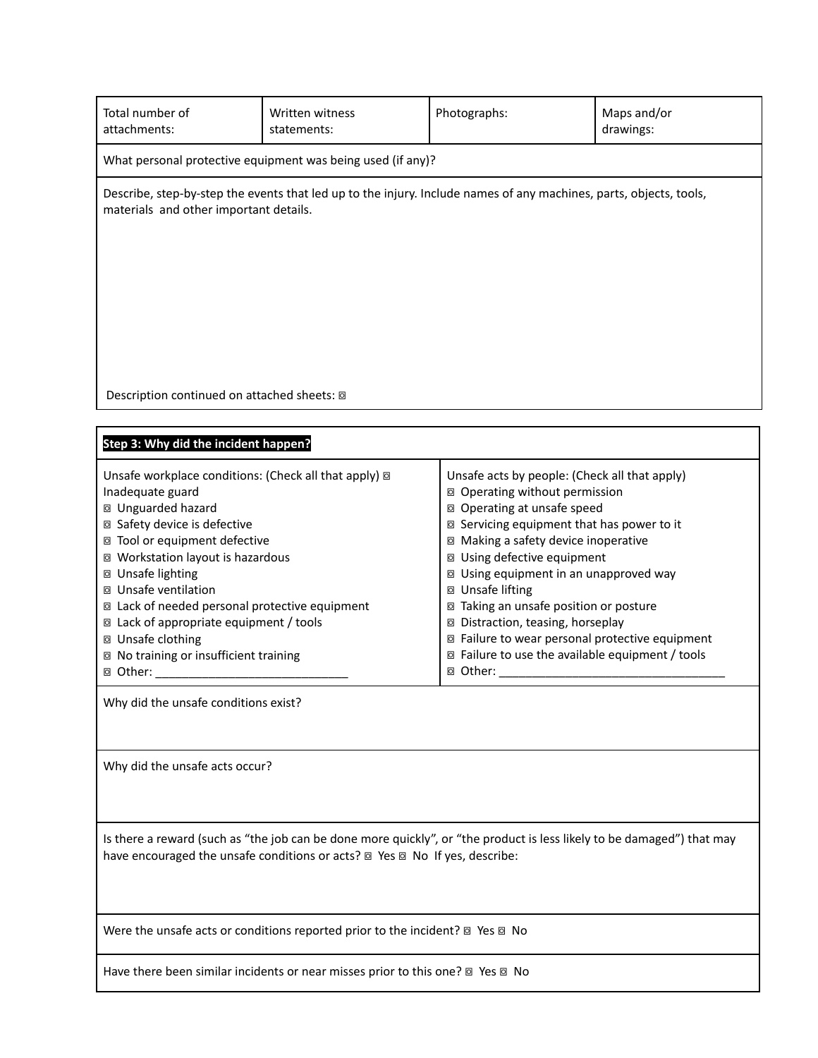| Total number of attachments: | Written witness statements: | Photographs: | Maps and/or drawings: |
|---|---|---|---|

What personal protective equipment was being used (if any)?

Describe, step-by-step the events that led up to the injury. Include names of any machines, parts, objects, tools, materials and other important details.

Description continued on attached sheets: ◙

**Step 3: Why did the incident happen?**

Unsafe workplace conditions: (Check all that apply)
◙ Inadequate guard
◙ Unguarded hazard
◙ Safety device is defective
◙ Tool or equipment defective
◙ Workstation layout is hazardous
◙ Unsafe lighting
◙ Unsafe ventilation
◙ Lack of needed personal protective equipment
◙ Lack of appropriate equipment / tools
◙ Unsafe clothing
◙ No training or insufficient training
◙ Other: _____________________________

Unsafe acts by people: (Check all that apply)
◙ Operating without permission
◙ Operating at unsafe speed
◙ Servicing equipment that has power to it
◙ Making a safety device inoperative
◙ Using defective equipment
◙ Using equipment in an unapproved way
◙ Unsafe lifting
◙ Taking an unsafe position or posture
◙ Distraction, teasing, horseplay
◙ Failure to wear personal protective equipment
◙ Failure to use the available equipment / tools
◙ Other: __________________________________

Why did the unsafe conditions exist?

Why did the unsafe acts occur?

Is there a reward (such as "the job can be done more quickly", or "the product is less likely to be damaged") that may have encouraged the unsafe conditions or acts? ◙ Yes ◙ No If yes, describe:

Were the unsafe acts or conditions reported prior to the incident? ◙ Yes ◙ No

Have there been similar incidents or near misses prior to this one? ◙ Yes ◙ No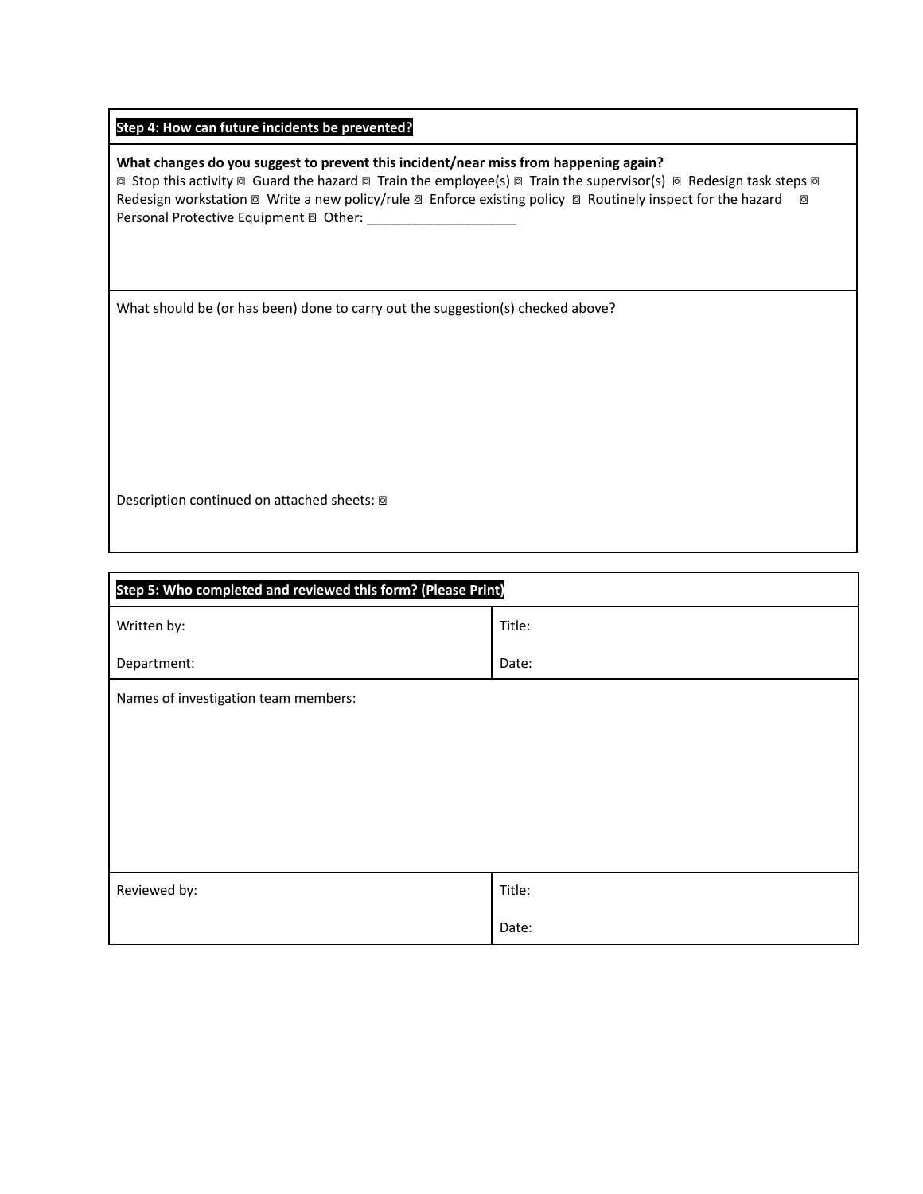**Step 4: How can future incidents be prevented?**

**What changes do you suggest to prevent this incident/near miss from happening again?**

◙ Stop this activity ◙ Guard the hazard ◙ Train the employee(s) ◙ Train the supervisor(s) ◙ Redesign task steps ◙ Redesign workstation ◙ Write a new policy/rule ◙ Enforce existing policy ◙ Routinely inspect for the hazard ◙ Personal Protective Equipment ◙ Other: ____________________

What should be (or has been) done to carry out the suggestion(s) checked above?

Description continued on attached sheets: ◙

**Step 5: Who completed and reviewed this form? (Please Print)**

| Written by: | Title: |
|---|---|
| Department: | Date: |

Names of investigation team members:

| Reviewed by: | Title: |
|---|---|
| | Date: |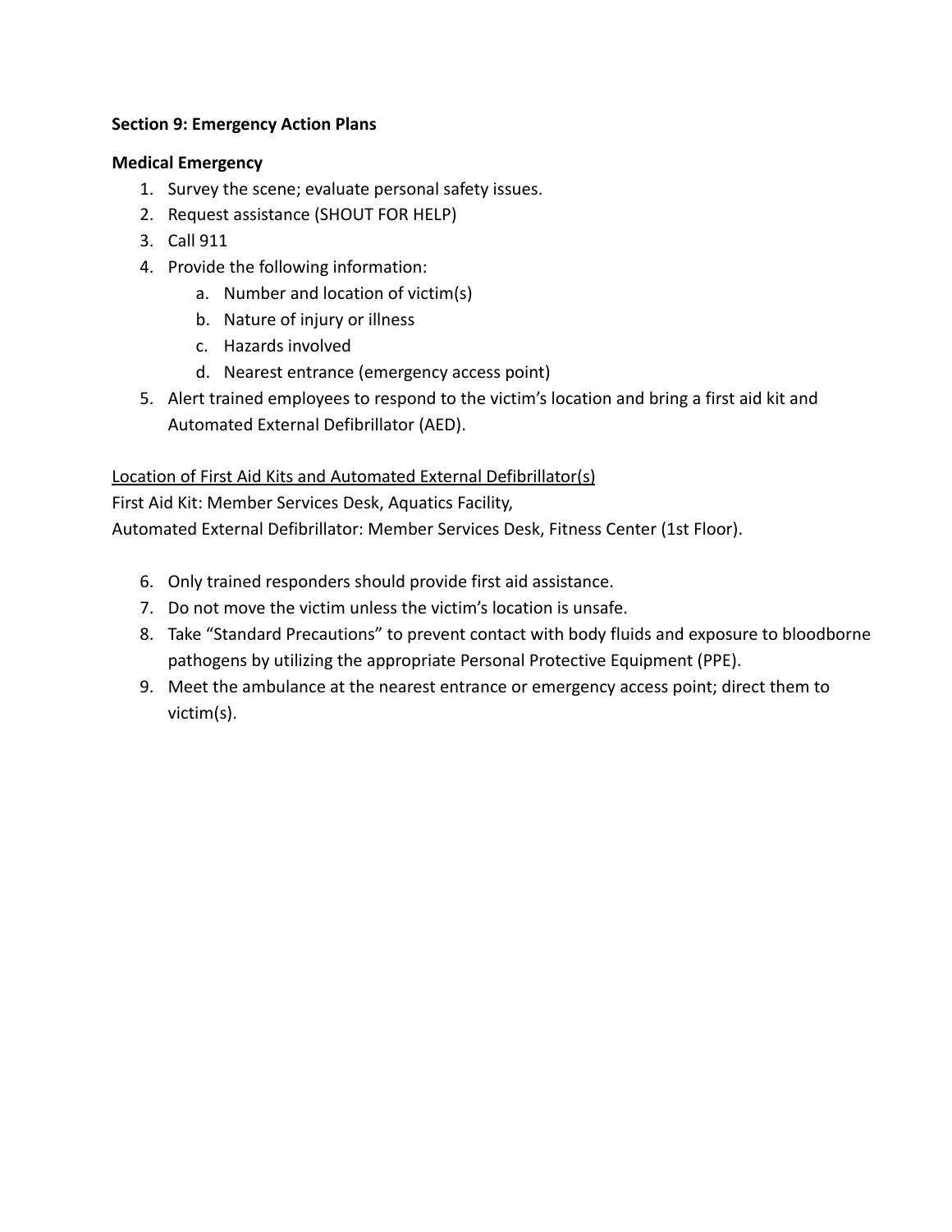**Section 9: Emergency Action Plans**

**Medical Emergency**

1. Survey the scene; evaluate personal safety issues.
2. Request assistance (SHOUT FOR HELP)
3. Call 911
4. Provide the following information:
   a. Number and location of victim(s)
   b. Nature of injury or illness
   c. Hazards involved
   d. Nearest entrance (emergency access point)
5. Alert trained employees to respond to the victim's location and bring a first aid kit and Automated External Defibrillator (AED).

<u>Location of First Aid Kits and Automated External Defibrillator(s)</u>
First Aid Kit: Member Services Desk, Aquatics Facility,
Automated External Defibrillator: Member Services Desk, Fitness Center (1st Floor).

6. Only trained responders should provide first aid assistance.
7. Do not move the victim unless the victim's location is unsafe.
8. Take "Standard Precautions" to prevent contact with body fluids and exposure to bloodborne pathogens by utilizing the appropriate Personal Protective Equipment (PPE).
9. Meet the ambulance at the nearest entrance or emergency access point; direct them to victim(s).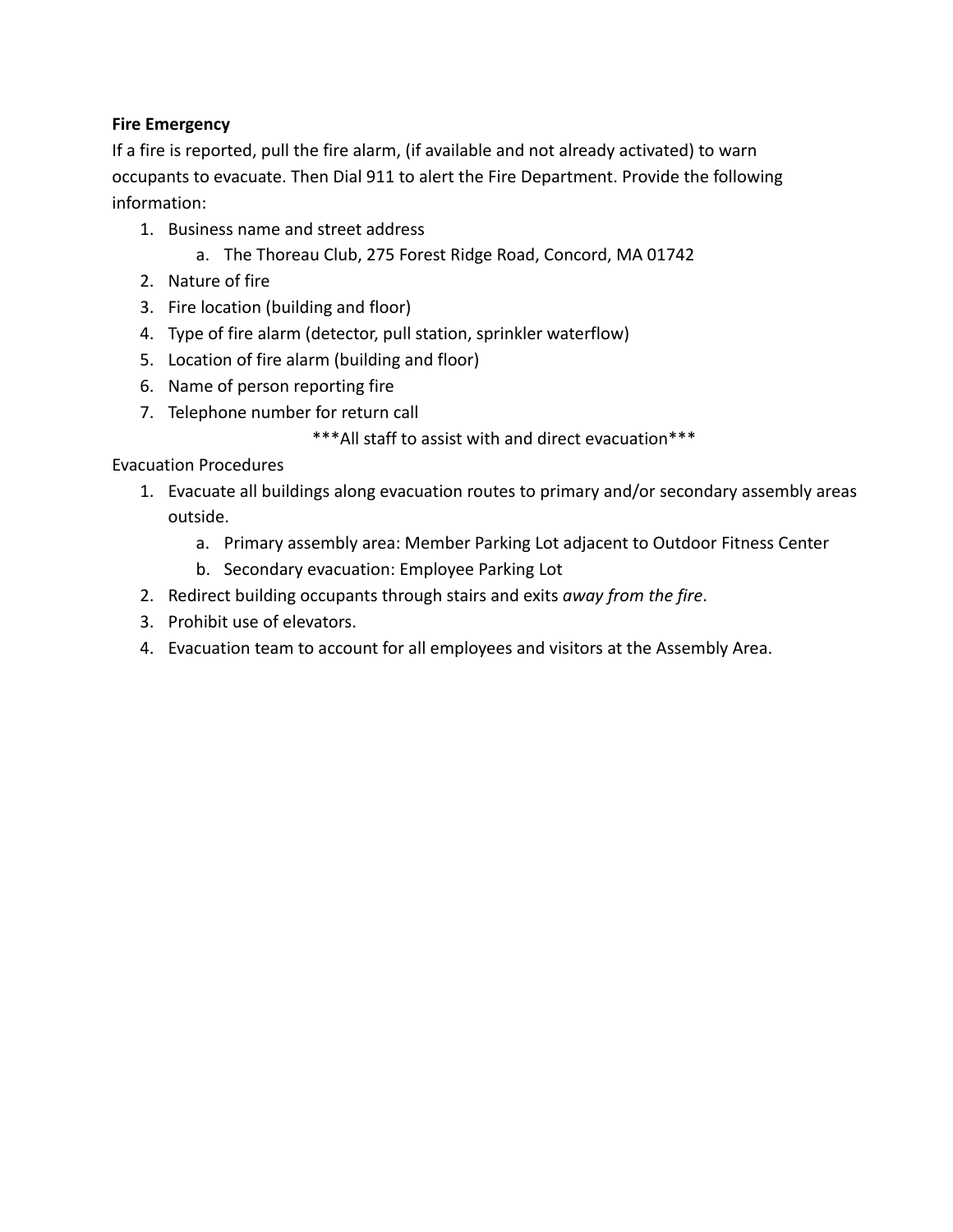**Fire Emergency**

If a fire is reported, pull the fire alarm, (if available and not already activated) to warn occupants to evacuate. Then Dial 911 to alert the Fire Department. Provide the following information:

1. Business name and street address
   a. The Thoreau Club, 275 Forest Ridge Road, Concord, MA 01742
2. Nature of fire
3. Fire location (building and floor)
4. Type of fire alarm (detector, pull station, sprinkler waterflow)
5. Location of fire alarm (building and floor)
6. Name of person reporting fire
7. Telephone number for return call

***All staff to assist with and direct evacuation***

Evacuation Procedures

1. Evacuate all buildings along evacuation routes to primary and/or secondary assembly areas outside.
   a. Primary assembly area: Member Parking Lot adjacent to Outdoor Fitness Center
   b. Secondary evacuation: Employee Parking Lot
2. Redirect building occupants through stairs and exits *away from the fire*.
3. Prohibit use of elevators.
4. Evacuation team to account for all employees and visitors at the Assembly Area.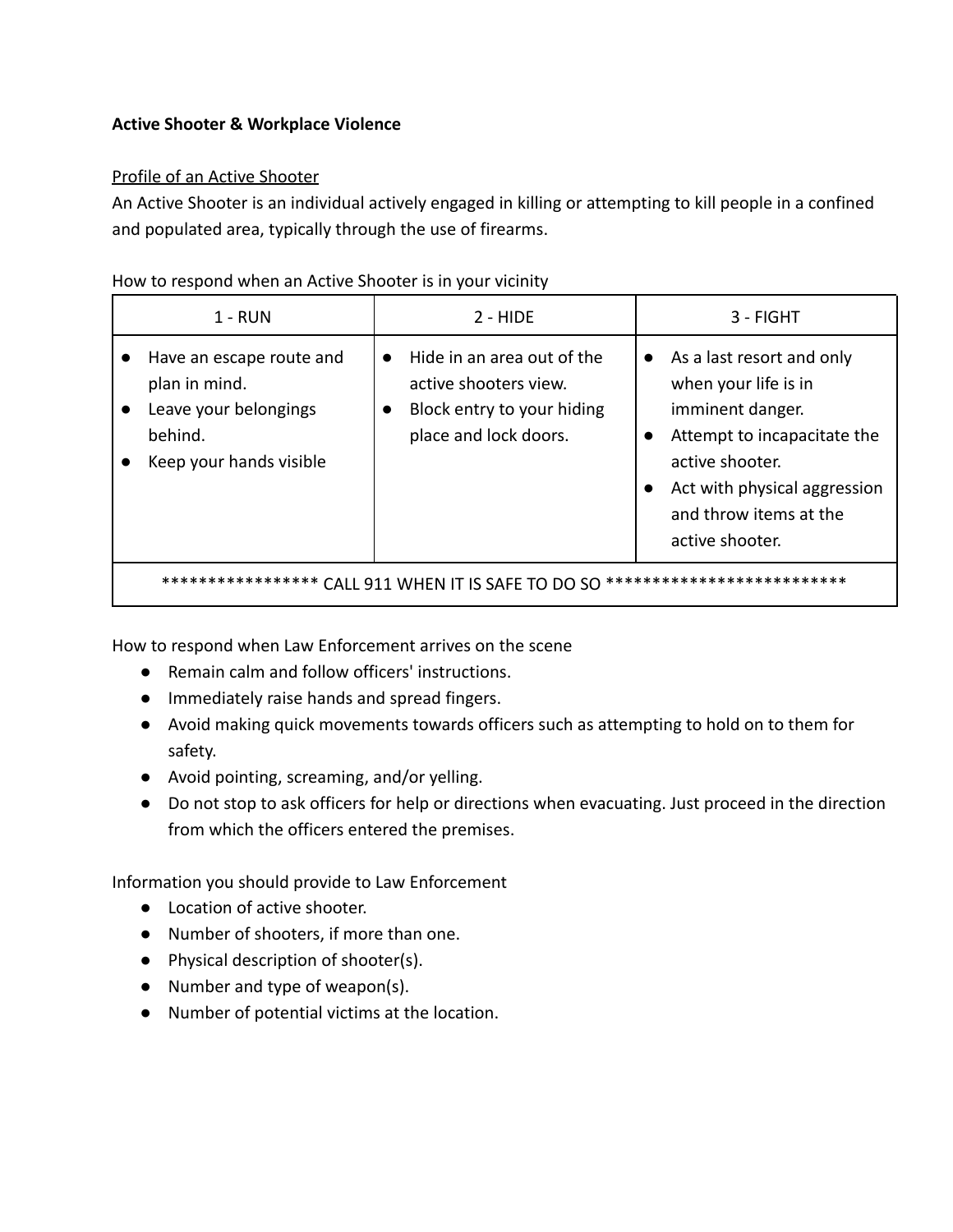**Active Shooter & Workplace Violence**

<u>Profile of an Active Shooter</u>

An Active Shooter is an individual actively engaged in killing or attempting to kill people in a confined and populated area, typically through the use of firearms.

How to respond when an Active Shooter is in your vicinity

| 1 - RUN | 2 - HIDE | 3 - FIGHT |
|---|---|---|
| ● Have an escape route and plan in mind.<br>● Leave your belongings behind.<br>● Keep your hands visible | ● Hide in an area out of the active shooters view.<br>● Block entry to your hiding place and lock doors. | ● As a last resort and only when your life is in imminent danger.<br>● Attempt to incapacitate the active shooter.<br>● Act with physical aggression and throw items at the active shooter. |
| ***************** CALL 911 WHEN IT IS SAFE TO DO SO *************************** | | |

How to respond when Law Enforcement arrives on the scene

- Remain calm and follow officers' instructions.
- Immediately raise hands and spread fingers.
- Avoid making quick movements towards officers such as attempting to hold on to them for safety.
- Avoid pointing, screaming, and/or yelling.
- Do not stop to ask officers for help or directions when evacuating. Just proceed in the direction from which the officers entered the premises.

Information you should provide to Law Enforcement

- Location of active shooter.
- Number of shooters, if more than one.
- Physical description of shooter(s).
- Number and type of weapon(s).
- Number of potential victims at the location.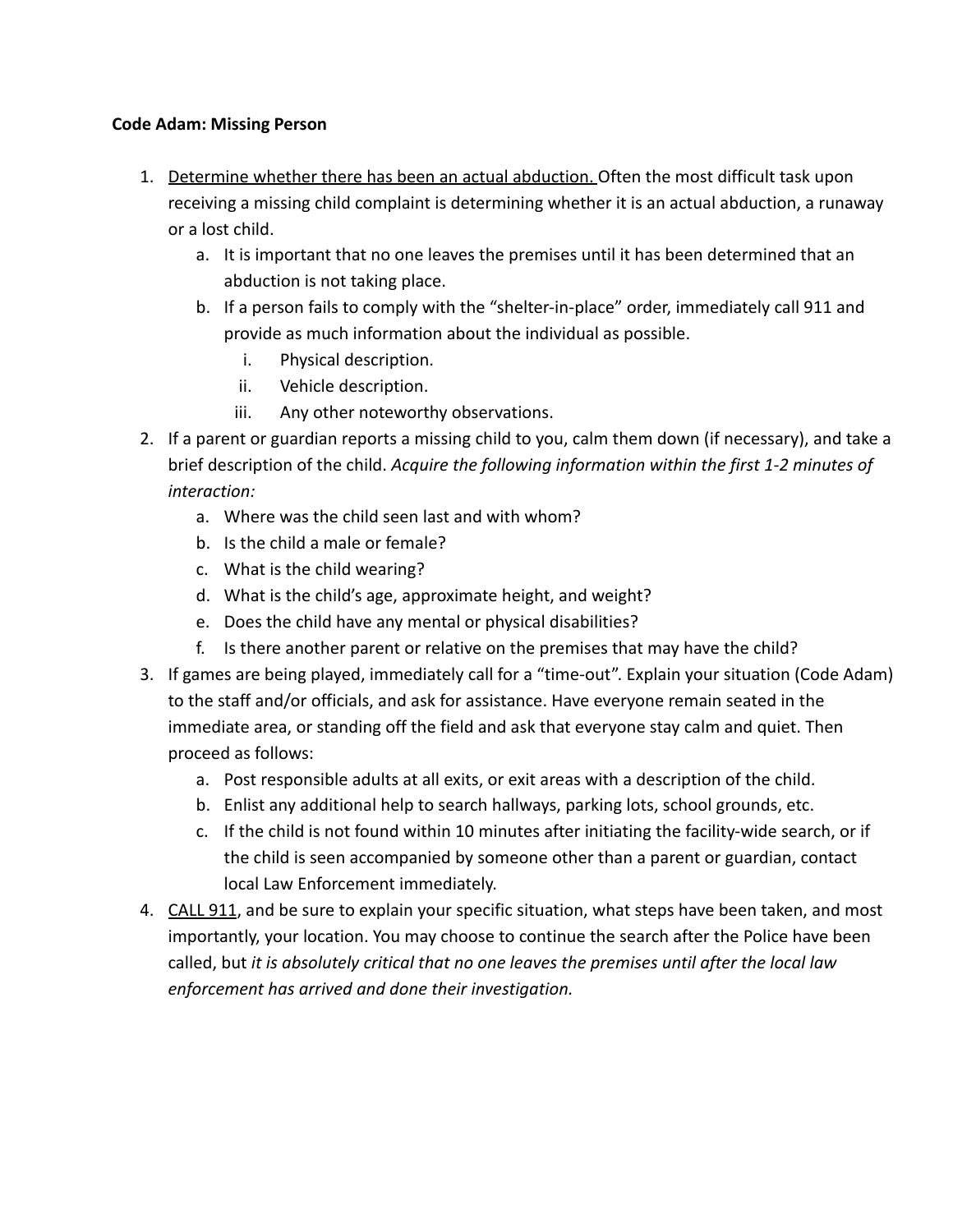**Code Adam: Missing Person**

1. <u>Determine whether there has been an actual abduction.</u> Often the most difficult task upon receiving a missing child complaint is determining whether it is an actual abduction, a runaway or a lost child.
    a. It is important that no one leaves the premises until it has been determined that an abduction is not taking place.
    b. If a person fails to comply with the "shelter-in-place" order, immediately call 911 and provide as much information about the individual as possible.
        i. Physical description.
        ii. Vehicle description.
        iii. Any other noteworthy observations.
2. If a parent or guardian reports a missing child to you, calm them down (if necessary), and take a brief description of the child. *Acquire the following information within the first 1-2 minutes of interaction:*
    a. Where was the child seen last and with whom?
    b. Is the child a male or female?
    c. What is the child wearing?
    d. What is the child's age, approximate height, and weight?
    e. Does the child have any mental or physical disabilities?
    f. Is there another parent or relative on the premises that may have the child?
3. If games are being played, immediately call for a "time-out". Explain your situation (Code Adam) to the staff and/or officials, and ask for assistance. Have everyone remain seated in the immediate area, or standing off the field and ask that everyone stay calm and quiet. Then proceed as follows:
    a. Post responsible adults at all exits, or exit areas with a description of the child.
    b. Enlist any additional help to search hallways, parking lots, school grounds, etc.
    c. If the child is not found within 10 minutes after initiating the facility-wide search, or if the child is seen accompanied by someone other than a parent or guardian, contact local Law Enforcement immediately.
4. <u>CALL 911</u>, and be sure to explain your specific situation, what steps have been taken, and most importantly, your location. You may choose to continue the search after the Police have been called, but *it is absolutely critical that no one leaves the premises until after the local law enforcement has arrived and done their investigation.*